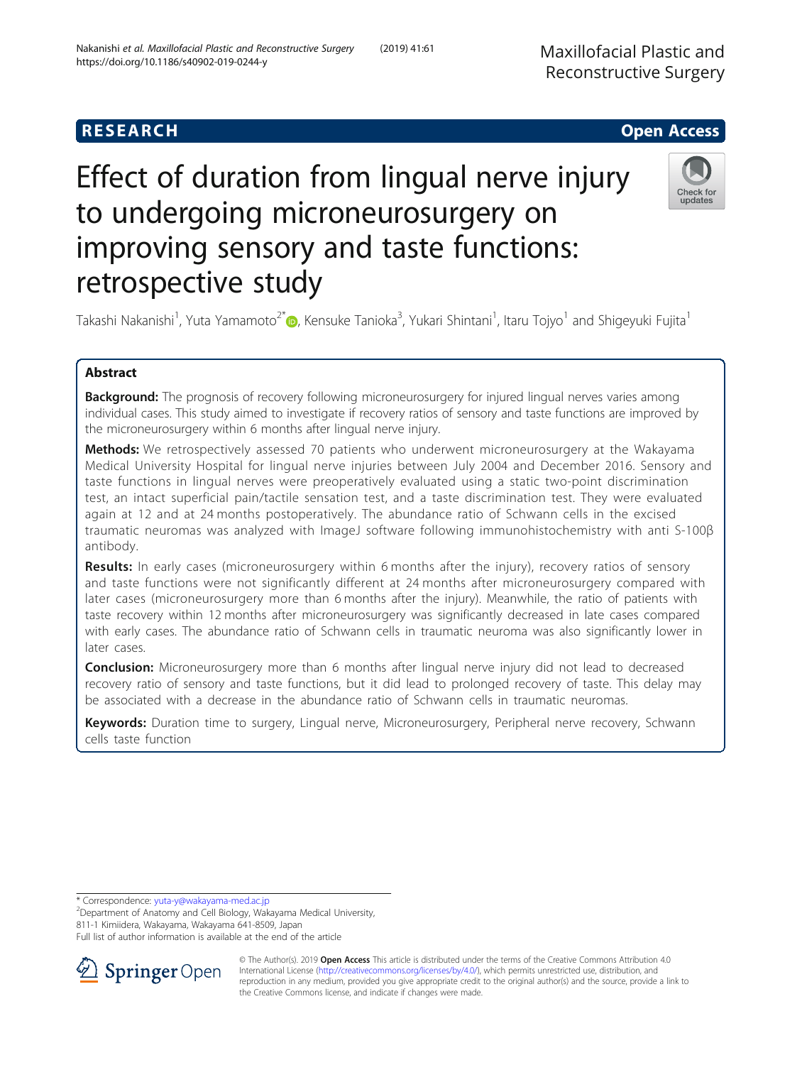RESEARCH

Open Access

# Effect of duration from lingual nerve injury to undergoing microneurosurgery on improving sensory and taste functions: retrospective study

Takashi Nakanishi[1], Yuta Yamamoto[2*], Kensuke Tanioka[3], Yukari Shintani[1], Itaru Tojyo[1] and Shigeyuki Fujita[1]

## Abstract

**Background:** The prognosis of recovery following microneurosurgery for injured lingual nerves varies among individual cases. This study aimed to investigate if recovery ratios of sensory and taste functions are improved by the microneurosurgery within 6 months after lingual nerve injury.

**Methods:** We retrospectively assessed 70 patients who underwent microneurosurgery at the Wakayama Medical University Hospital for lingual nerve injuries between July 2004 and December 2016. Sensory and taste functions in lingual nerves were preoperatively evaluated using a static two-point discrimination test, an intact superficial pain/tactile sensation test, and a taste discrimination test. They were evaluated again at 12 and at 24 months postoperatively. The abundance ratio of Schwann cells in the excised traumatic neuromas was analyzed with ImageJ software following immunohistochemistry with anti S-100β antibody.

**Results:** In early cases (microneurosurgery within 6 months after the injury), recovery ratios of sensory and taste functions were not significantly different at 24 months after microneurosurgery compared with later cases (microneurosurgery more than 6 months after the injury). Meanwhile, the ratio of patients with taste recovery within 12 months after microneurosurgery was significantly decreased in late cases compared with early cases. The abundance ratio of Schwann cells in traumatic neuroma was also significantly lower in later cases.

**Conclusion:** Microneurosurgery more than 6 months after lingual nerve injury did not lead to decreased recovery ratio of sensory and taste functions, but it did lead to prolonged recovery of taste. This delay may be associated with a decrease in the abundance ratio of Schwann cells in traumatic neuromas.

**Keywords:** Duration time to surgery, Lingual nerve, Microneurosurgery, Peripheral nerve recovery, Schwann cells taste function

* Correspondence: yuta-y@wakayama-med.ac.jp
[2]Department of Anatomy and Cell Biology, Wakayama Medical University, 811-1 Kimiidera, Wakayama, Wakayama 641-8509, Japan
Full list of author information is available at the end of the article

© The Author(s). 2019 **Open Access** This article is distributed under the terms of the Creative Commons Attribution 4.0 International License (http://creativecommons.org/licenses/by/4.0/), which permits unrestricted use, distribution, and reproduction in any medium, provided you give appropriate credit to the original author(s) and the source, provide a link to the Creative Commons license, and indicate if changes were made.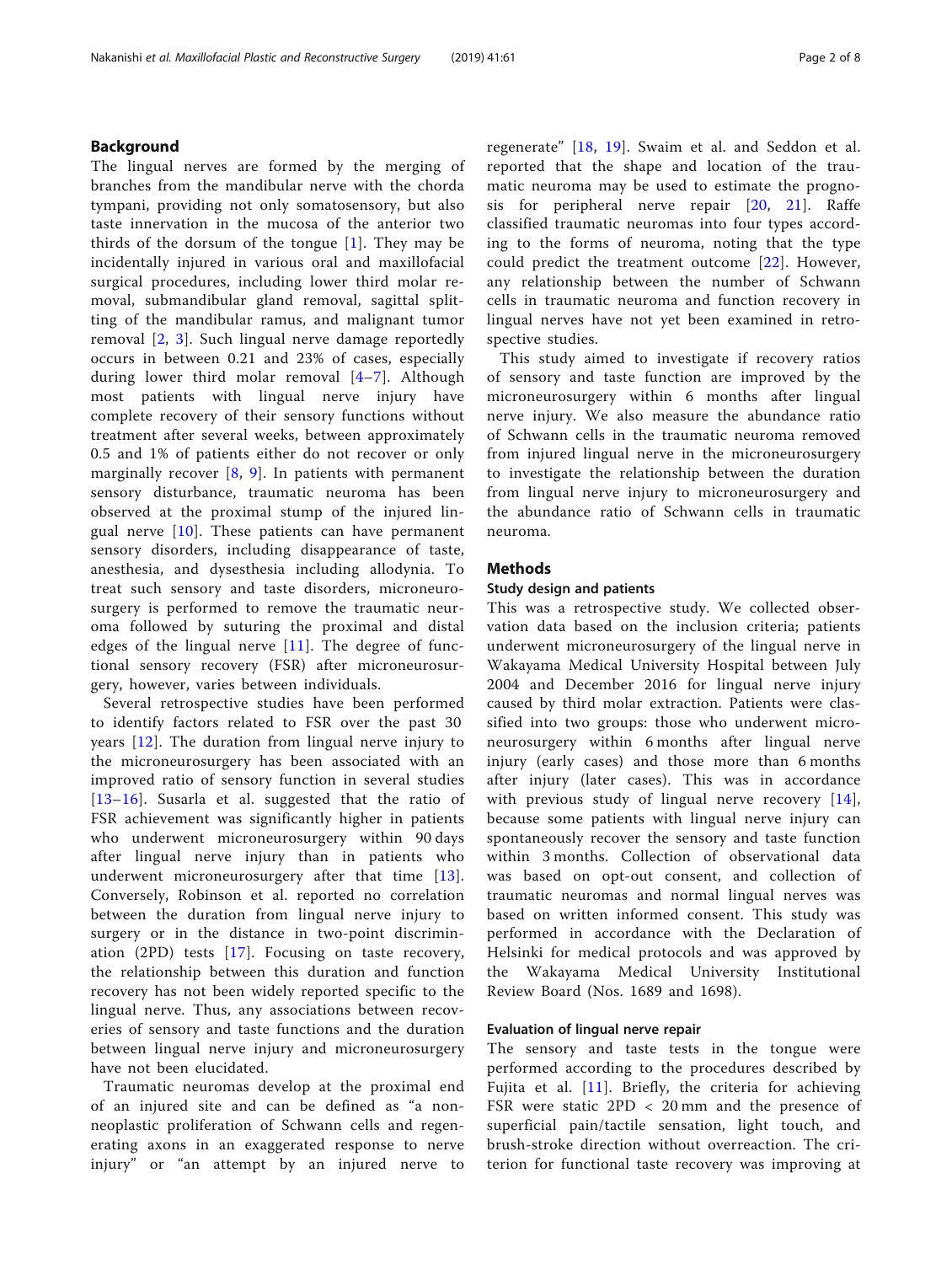## Background

The lingual nerves are formed by the merging of branches from the mandibular nerve with the chorda tympani, providing not only somatosensory, but also taste innervation in the mucosa of the anterior two thirds of the dorsum of the tongue [1]. They may be incidentally injured in various oral and maxillofacial surgical procedures, including lower third molar removal, submandibular gland removal, sagittal splitting of the mandibular ramus, and malignant tumor removal [2, 3]. Such lingual nerve damage reportedly occurs in between 0.21 and 23% of cases, especially during lower third molar removal [4–7]. Although most patients with lingual nerve injury have complete recovery of their sensory functions without treatment after several weeks, between approximately 0.5 and 1% of patients either do not recover or only marginally recover [8, 9]. In patients with permanent sensory disturbance, traumatic neuroma has been observed at the proximal stump of the injured lingual nerve [10]. These patients can have permanent sensory disorders, including disappearance of taste, anesthesia, and dysesthesia including allodynia. To treat such sensory and taste disorders, microneurosurgery is performed to remove the traumatic neuroma followed by suturing the proximal and distal edges of the lingual nerve [11]. The degree of functional sensory recovery (FSR) after microneurosurgery, however, varies between individuals.

Several retrospective studies have been performed to identify factors related to FSR over the past 30 years [12]. The duration from lingual nerve injury to the microneurosurgery has been associated with an improved ratio of sensory function in several studies [13–16]. Susarla et al. suggested that the ratio of FSR achievement was significantly higher in patients who underwent microneurosurgery within 90 days after lingual nerve injury than in patients who underwent microneurosurgery after that time [13]. Conversely, Robinson et al. reported no correlation between the duration from lingual nerve injury to surgery or in the distance in two-point discrimination (2PD) tests [17]. Focusing on taste recovery, the relationship between this duration and function recovery has not been widely reported specific to the lingual nerve. Thus, any associations between recoveries of sensory and taste functions and the duration between lingual nerve injury and microneurosurgery have not been elucidated.

Traumatic neuromas develop at the proximal end of an injured site and can be defined as "a non-neoplastic proliferation of Schwann cells and regenerating axons in an exaggerated response to nerve injury" or "an attempt by an injured nerve to regenerate" [18, 19]. Swaim et al. and Seddon et al. reported that the shape and location of the traumatic neuroma may be used to estimate the prognosis for peripheral nerve repair [20, 21]. Raffe classified traumatic neuromas into four types according to the forms of neuroma, noting that the type could predict the treatment outcome [22]. However, any relationship between the number of Schwann cells in traumatic neuroma and function recovery in lingual nerves have not yet been examined in retrospective studies.

This study aimed to investigate if recovery ratios of sensory and taste function are improved by the microneurosurgery within 6 months after lingual nerve injury. We also measure the abundance ratio of Schwann cells in the traumatic neuroma removed from injured lingual nerve in the microneurosurgery to investigate the relationship between the duration from lingual nerve injury to microneurosurgery and the abundance ratio of Schwann cells in traumatic neuroma.

## Methods

### Study design and patients

This was a retrospective study. We collected observation data based on the inclusion criteria; patients underwent microneurosurgery of the lingual nerve in Wakayama Medical University Hospital between July 2004 and December 2016 for lingual nerve injury caused by third molar extraction. Patients were classified into two groups: those who underwent microneurosurgery within 6 months after lingual nerve injury (early cases) and those more than 6 months after injury (later cases). This was in accordance with previous study of lingual nerve recovery [14], because some patients with lingual nerve injury can spontaneously recover the sensory and taste function within 3 months. Collection of observational data was based on opt-out consent, and collection of traumatic neuromas and normal lingual nerves was based on written informed consent. This study was performed in accordance with the Declaration of Helsinki for medical protocols and was approved by the Wakayama Medical University Institutional Review Board (Nos. 1689 and 1698).

### Evaluation of lingual nerve repair

The sensory and taste tests in the tongue were performed according to the procedures described by Fujita et al. [11]. Briefly, the criteria for achieving FSR were static 2PD < 20 mm and the presence of superficial pain/tactile sensation, light touch, and brush-stroke direction without overreaction. The criterion for functional taste recovery was improving at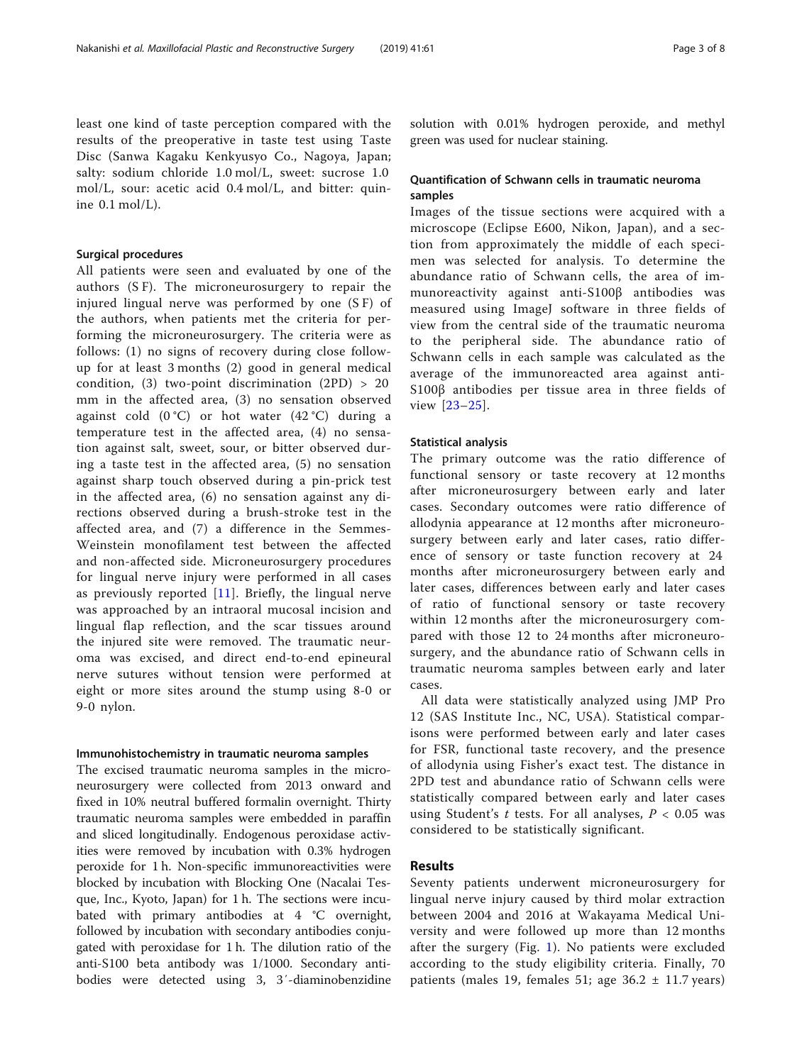least one kind of taste perception compared with the results of the preoperative in taste test using Taste Disc (Sanwa Kagaku Kenkyusyo Co., Nagoya, Japan; salty: sodium chloride 1.0 mol/L, sweet: sucrose 1.0 mol/L, sour: acetic acid 0.4 mol/L, and bitter: quinine 0.1 mol/L).

### Surgical procedures

All patients were seen and evaluated by one of the authors (S F). The microneurosurgery to repair the injured lingual nerve was performed by one (S F) of the authors, when patients met the criteria for performing the microneurosurgery. The criteria were as follows: (1) no signs of recovery during close follow-up for at least 3 months (2) good in general medical condition, (3) two-point discrimination (2PD) > 20 mm in the affected area, (3) no sensation observed against cold (0 °C) or hot water (42 °C) during a temperature test in the affected area, (4) no sensation against salt, sweet, sour, or bitter observed during a taste test in the affected area, (5) no sensation against sharp touch observed during a pin-prick test in the affected area, (6) no sensation against any directions observed during a brush-stroke test in the affected area, and (7) a difference in the Semmes-Weinstein monofilament test between the affected and non-affected side. Microneurosurgery procedures for lingual nerve injury were performed in all cases as previously reported [11]. Briefly, the lingual nerve was approached by an intraoral mucosal incision and lingual flap reflection, and the scar tissues around the injured site were removed. The traumatic neuroma was excised, and direct end-to-end epineural nerve sutures without tension were performed at eight or more sites around the stump using 8-0 or 9-0 nylon.

### Immunohistochemistry in traumatic neuroma samples

The excised traumatic neuroma samples in the microneurosurgery were collected from 2013 onward and fixed in 10% neutral buffered formalin overnight. Thirty traumatic neuroma samples were embedded in paraffin and sliced longitudinally. Endogenous peroxidase activities were removed by incubation with 0.3% hydrogen peroxide for 1 h. Non-specific immunoreactivities were blocked by incubation with Blocking One (Nacalai Tesque, Inc., Kyoto, Japan) for 1 h. The sections were incubated with primary antibodies at 4 °C overnight, followed by incubation with secondary antibodies conjugated with peroxidase for 1 h. The dilution ratio of the anti-S100 beta antibody was 1/1000. Secondary antibodies were detected using 3, 3′-diaminobenzidine solution with 0.01% hydrogen peroxide, and methyl green was used for nuclear staining.

### Quantification of Schwann cells in traumatic neuroma samples

Images of the tissue sections were acquired with a microscope (Eclipse E600, Nikon, Japan), and a section from approximately the middle of each specimen was selected for analysis. To determine the abundance ratio of Schwann cells, the area of immunoreactivity against anti-S100β antibodies was measured using ImageJ software in three fields of view from the central side of the traumatic neuroma to the peripheral side. The abundance ratio of Schwann cells in each sample was calculated as the average of the immunoreacted area against anti-S100β antibodies per tissue area in three fields of view [23–25].

### Statistical analysis

The primary outcome was the ratio difference of functional sensory or taste recovery at 12 months after microneurosurgery between early and later cases. Secondary outcomes were ratio difference of allodynia appearance at 12 months after microneurosurgery between early and later cases, ratio difference of sensory or taste function recovery at 24 months after microneurosurgery between early and later cases, differences between early and later cases of ratio of functional sensory or taste recovery within 12 months after the microneurosurgery compared with those 12 to 24 months after microneurosurgery, and the abundance ratio of Schwann cells in traumatic neuroma samples between early and later cases.

All data were statistically analyzed using JMP Pro 12 (SAS Institute Inc., NC, USA). Statistical comparisons were performed between early and later cases for FSR, functional taste recovery, and the presence of allodynia using Fisher's exact test. The distance in 2PD test and abundance ratio of Schwann cells were statistically compared between early and later cases using Student's $t$ tests. For all analyses, $P < 0.05$ was considered to be statistically significant.

## Results

Seventy patients underwent microneurosurgery for lingual nerve injury caused by third molar extraction between 2004 and 2016 at Wakayama Medical University and were followed up more than 12 months after the surgery (Fig. 1). No patients were excluded according to the study eligibility criteria. Finally, 70 patients (males 19, females 51; age 36.2 ± 11.7 years)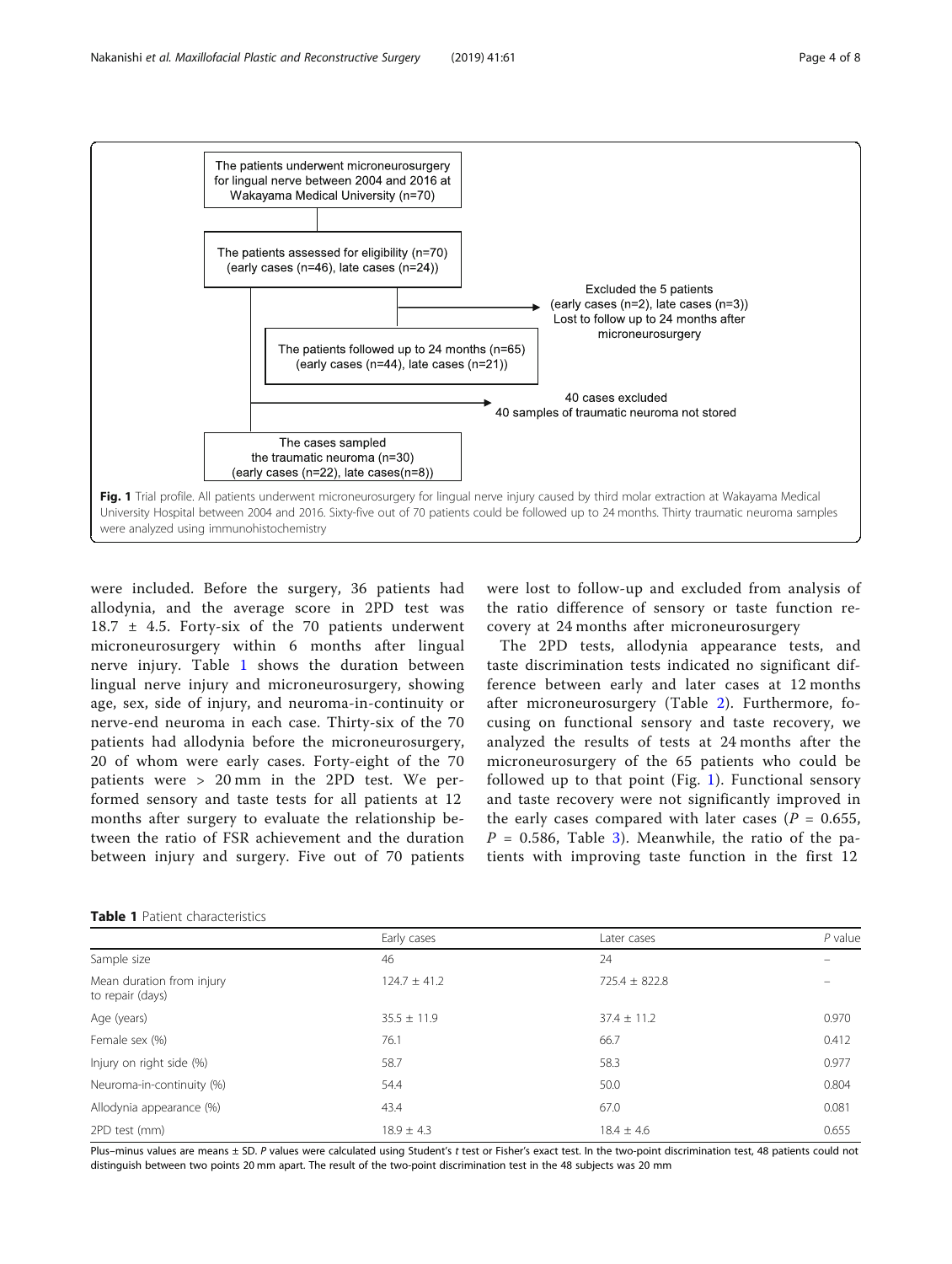The patients underwent microneurosurgery for lingual nerve between 2004 and 2016 at Wakayama Medical University (n=70)

The patients assessed for eligibility (n=70) (early cases (n=46), late cases (n=24))

Excluded the 5 patients (early cases (n=2), late cases (n=3)) Lost to follow up to 24 months after microneurosurgery

The patients followed up to 24 months (n=65) (early cases (n=44), late cases (n=21))

40 cases excluded 40 samples of traumatic neuroma not stored

The cases sampled the traumatic neuroma (n=30) (early cases (n=22), late cases(n=8))

**Fig. 1** Trial profile. All patients underwent microneurosurgery for lingual nerve injury caused by third molar extraction at Wakayama Medical University Hospital between 2004 and 2016. Sixty-five out of 70 patients could be followed up to 24 months. Thirty traumatic neuroma samples were analyzed using immunohistochemistry

were included. Before the surgery, 36 patients had allodynia, and the average score in 2PD test was 18.7 ± 4.5. Forty-six of the 70 patients underwent microneurosurgery within 6 months after lingual nerve injury. Table 1 shows the duration between lingual nerve injury and microneurosurgery, showing age, sex, side of injury, and neuroma-in-continuity or nerve-end neuroma in each case. Thirty-six of the 70 patients had allodynia before the microneurosurgery, 20 of whom were early cases. Forty-eight of the 70 patients were > 20 mm in the 2PD test. We performed sensory and taste tests for all patients at 12 months after surgery to evaluate the relationship between the ratio of FSR achievement and the duration between injury and surgery. Five out of 70 patients were lost to follow-up and excluded from analysis of the ratio difference of sensory or taste function recovery at 24 months after microneurosurgery

The 2PD tests, allodynia appearance tests, and taste discrimination tests indicated no significant difference between early and later cases at 12 months after microneurosurgery (Table 2). Furthermore, focusing on functional sensory and taste recovery, we analyzed the results of tests at 24 months after the microneurosurgery of the 65 patients who could be followed up to that point (Fig. 1). Functional sensory and taste recovery were not significantly improved in the early cases compared with later cases ($P$ = 0.655, $P$ = 0.586, Table 3). Meanwhile, the ratio of the patients with improving taste function in the first 12

**Table 1** Patient characteristics

| | Early cases | Later cases | *P* value |
|---|---|---|---|
| Sample size | 46 | 24 | – |
| Mean duration from injury to repair (days) | 124.7 ± 41.2 | 725.4 ± 822.8 | – |
| Age (years) | 35.5 ± 11.9 | 37.4 ± 11.2 | 0.970 |
| Female sex (%) | 76.1 | 66.7 | 0.412 |
| Injury on right side (%) | 58.7 | 58.3 | 0.977 |
| Neuroma-in-continuity (%) | 54.4 | 50.0 | 0.804 |
| Allodynia appearance (%) | 43.4 | 67.0 | 0.081 |
| 2PD test (mm) | 18.9 ± 4.3 | 18.4 ± 4.6 | 0.655 |

Plus–minus values are means ± SD. *P* values were calculated using Student's *t* test or Fisher's exact test. In the two-point discrimination test, 48 patients could not distinguish between two points 20 mm apart. The result of the two-point discrimination test in the 48 subjects was 20 mm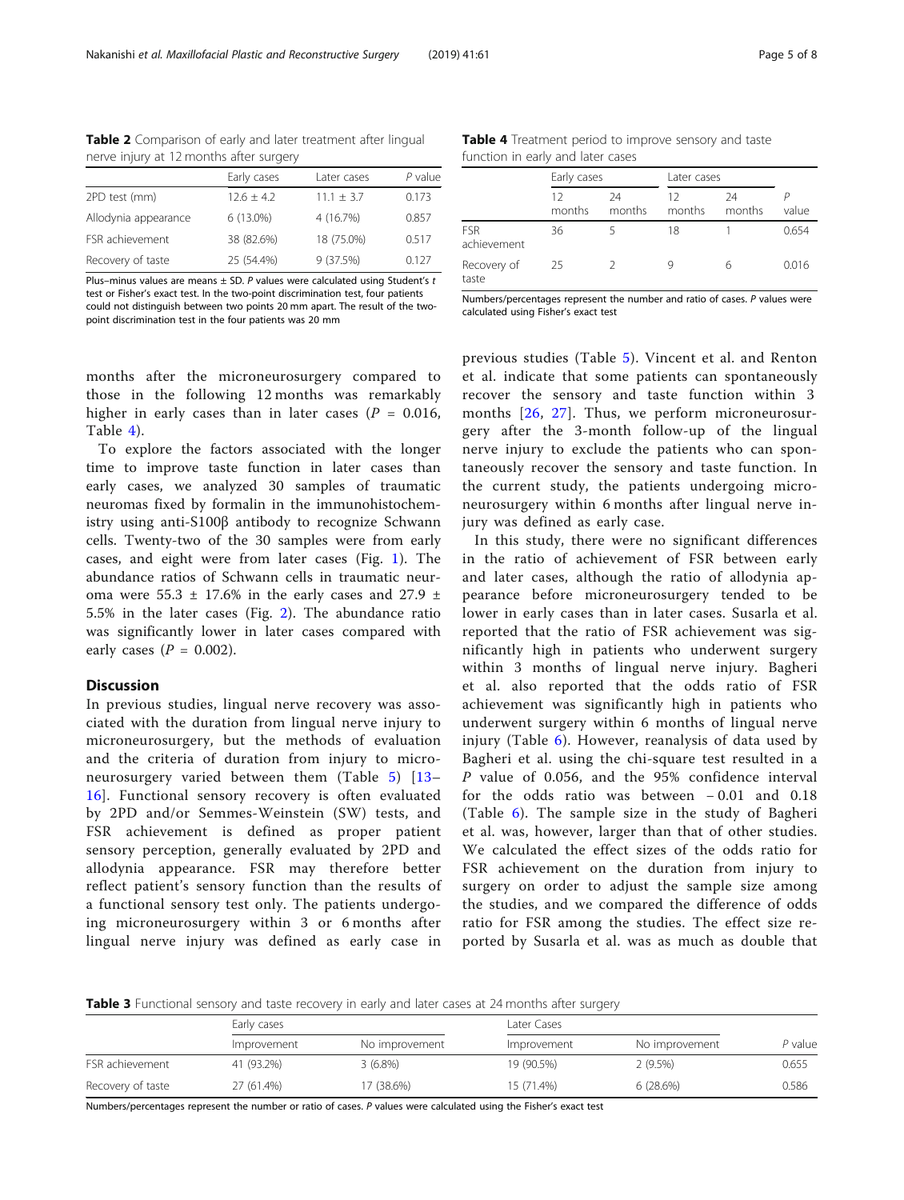**Table 2** Comparison of early and later treatment after lingual nerve injury at 12 months after surgery

| | Early cases | Later cases | *P* value |
|---|---|---|---|
| 2PD test (mm) | 12.6 ± 4.2 | 11.1 ± 3.7 | 0.173 |
| Allodynia appearance | 6 (13.0%) | 4 (16.7%) | 0.857 |
| FSR achievement | 38 (82.6%) | 18 (75.0%) | 0.517 |
| Recovery of taste | 25 (54.4%) | 9 (37.5%) | 0.127 |

Plus–minus values are means ± SD. *P* values were calculated using Student's *t* test or Fisher's exact test. In the two-point discrimination test, four patients could not distinguish between two points 20 mm apart. The result of the two-point discrimination test in the four patients was 20 mm

**Table 4** Treatment period to improve sensory and taste function in early and later cases

| | Early cases | | Later cases | | |
|---|---|---|---|---|---|
| | 12 months | 24 months | 12 months | 24 months | *P* value |
| FSR achievement | 36 | 5 | 18 | 1 | 0.654 |
| Recovery of taste | 25 | 2 | 9 | 6 | 0.016 |

Numbers/percentages represent the number and ratio of cases. *P* values were calculated using Fisher's exact test

months after the microneurosurgery compared to those in the following 12 months was remarkably higher in early cases than in later cases ($P$ = 0.016, Table 4).

To explore the factors associated with the longer time to improve taste function in later cases than early cases, we analyzed 30 samples of traumatic neuromas fixed by formalin in the immunohistochemistry using anti-S100β antibody to recognize Schwann cells. Twenty-two of the 30 samples were from early cases, and eight were from later cases (Fig. 1). The abundance ratios of Schwann cells in traumatic neuroma were 55.3 ± 17.6% in the early cases and 27.9 ± 5.5% in the later cases (Fig. 2). The abundance ratio was significantly lower in later cases compared with early cases ($P$ = 0.002).

## Discussion

In previous studies, lingual nerve recovery was associated with the duration from lingual nerve injury to microneurosurgery, but the methods of evaluation and the criteria of duration from injury to microneurosurgery varied between them (Table 5) [13–16]. Functional sensory recovery is often evaluated by 2PD and/or Semmes-Weinstein (SW) tests, and FSR achievement is defined as proper patient sensory perception, generally evaluated by 2PD and allodynia appearance. FSR may therefore better reflect patient's sensory function than the results of a functional sensory test only. The patients undergoing microneurosurgery within 3 or 6 months after lingual nerve injury was defined as early case in previous studies (Table 5). Vincent et al. and Renton et al. indicate that some patients can spontaneously recover the sensory and taste function within 3 months [26, 27]. Thus, we perform microneurosurgery after the 3-month follow-up of the lingual nerve injury to exclude the patients who can spontaneously recover the sensory and taste function. In the current study, the patients undergoing microneurosurgery within 6 months after lingual nerve injury was defined as early case.

In this study, there were no significant differences in the ratio of achievement of FSR between early and later cases, although the ratio of allodynia appearance before microneurosurgery tended to be lower in early cases than in later cases. Susarla et al. reported that the ratio of FSR achievement was significantly high in patients who underwent surgery within 3 months of lingual nerve injury. Bagheri et al. also reported that the odds ratio of FSR achievement was significantly high in patients who underwent surgery within 6 months of lingual nerve injury (Table 6). However, reanalysis of data used by Bagheri et al. using the chi-square test resulted in a $P$ value of 0.056, and the 95% confidence interval for the odds ratio was between − 0.01 and 0.18 (Table 6). The sample size in the study of Bagheri et al. was, however, larger than that of other studies. We calculated the effect sizes of the odds ratio for FSR achievement on the duration from injury to surgery on order to adjust the sample size among the studies, and we compared the difference of odds ratio for FSR among the studies. The effect size reported by Susarla et al. was as much as double that

**Table 3** Functional sensory and taste recovery in early and later cases at 24 months after surgery

| | Early cases | | Later Cases | | |
|---|---|---|---|---|---|
| | Improvement | No improvement | Improvement | No improvement | *P* value |
| FSR achievement | 41 (93.2%) | 3 (6.8%) | 19 (90.5%) | 2 (9.5%) | 0.655 |
| Recovery of taste | 27 (61.4%) | 17 (38.6%) | 15 (71.4%) | 6 (28.6%) | 0.586 |

Numbers/percentages represent the number or ratio of cases. *P* values were calculated using the Fisher's exact test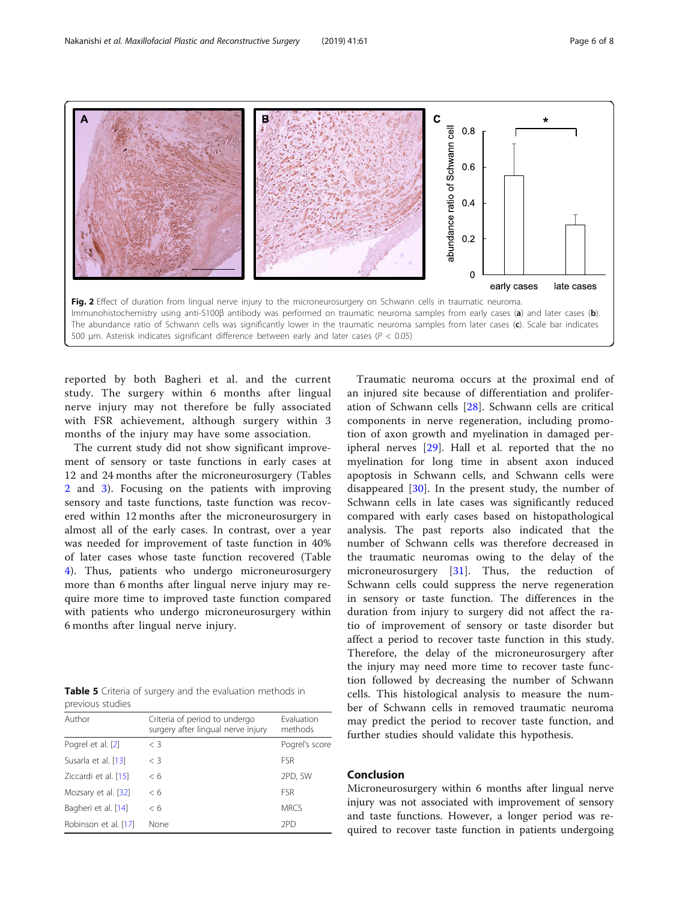**Fig. 2** Effect of duration from lingual nerve injury to the microneurosurgery on Schwann cells in traumatic neuroma. Immunohistochemistry using anti-S100β antibody was performed on traumatic neuroma samples from early cases (**a**) and later cases (**b**). The abundance ratio of Schwann cells was significantly lower in the traumatic neuroma samples from later cases (**c**). Scale bar indicates 500 μm. Asterisk indicates significant difference between early and later cases ($P < 0.05$)

reported by both Bagheri et al. and the current study. The surgery within 6 months after lingual nerve injury may not therefore be fully associated with FSR achievement, although surgery within 3 months of the injury may have some association.

The current study did not show significant improvement of sensory or taste functions in early cases at 12 and 24 months after the microneurosurgery (Tables 2 and 3). Focusing on the patients with improving sensory and taste functions, taste function was recovered within 12 months after the microneurosurgery in almost all of the early cases. In contrast, over a year was needed for improvement of taste function in 40% of later cases whose taste function recovered (Table 4). Thus, patients who undergo microneurosurgery more than 6 months after lingual nerve injury may require more time to improved taste function compared with patients who undergo microneurosurgery within 6 months after lingual nerve injury.

**Table 5** Criteria of surgery and the evaluation methods in previous studies

| Author | Criteria of period to undergo surgery after lingual nerve injury | Evaluation methods |
|---|---|---|
| Pogrel et al. [2] | < 3 | Pogrel's score |
| Susarla et al. [13] | < 3 | FSR |
| Ziccardi et al. [15] | < 6 | 2PD, SW |
| Mozsary et al. [32] | < 6 | FSR |
| Bagheri et al. [14] | < 6 | MRCS |
| Robinson et al. [17] | None | 2PD |

Traumatic neuroma occurs at the proximal end of an injured site because of differentiation and proliferation of Schwann cells [28]. Schwann cells are critical components in nerve regeneration, including promotion of axon growth and myelination in damaged peripheral nerves [29]. Hall et al. reported that the no myelination for long time in absent axon induced apoptosis in Schwann cells, and Schwann cells were disappeared [30]. In the present study, the number of Schwann cells in late cases was significantly reduced compared with early cases based on histopathological analysis. The past reports also indicated that the number of Schwann cells was therefore decreased in the traumatic neuromas owing to the delay of the microneurosurgery [31]. Thus, the reduction of Schwann cells could suppress the nerve regeneration in sensory or taste function. The differences in the duration from injury to surgery did not affect the ratio of improvement of sensory or taste disorder but affect a period to recover taste function in this study. Therefore, the delay of the microneurosurgery after the injury may need more time to recover taste function followed by decreasing the number of Schwann cells. This histological analysis to measure the number of Schwann cells in removed traumatic neuroma may predict the period to recover taste function, and further studies should validate this hypothesis.

## Conclusion

Microneurosurgery within 6 months after lingual nerve injury was not associated with improvement of sensory and taste functions. However, a longer period was required to recover taste function in patients undergoing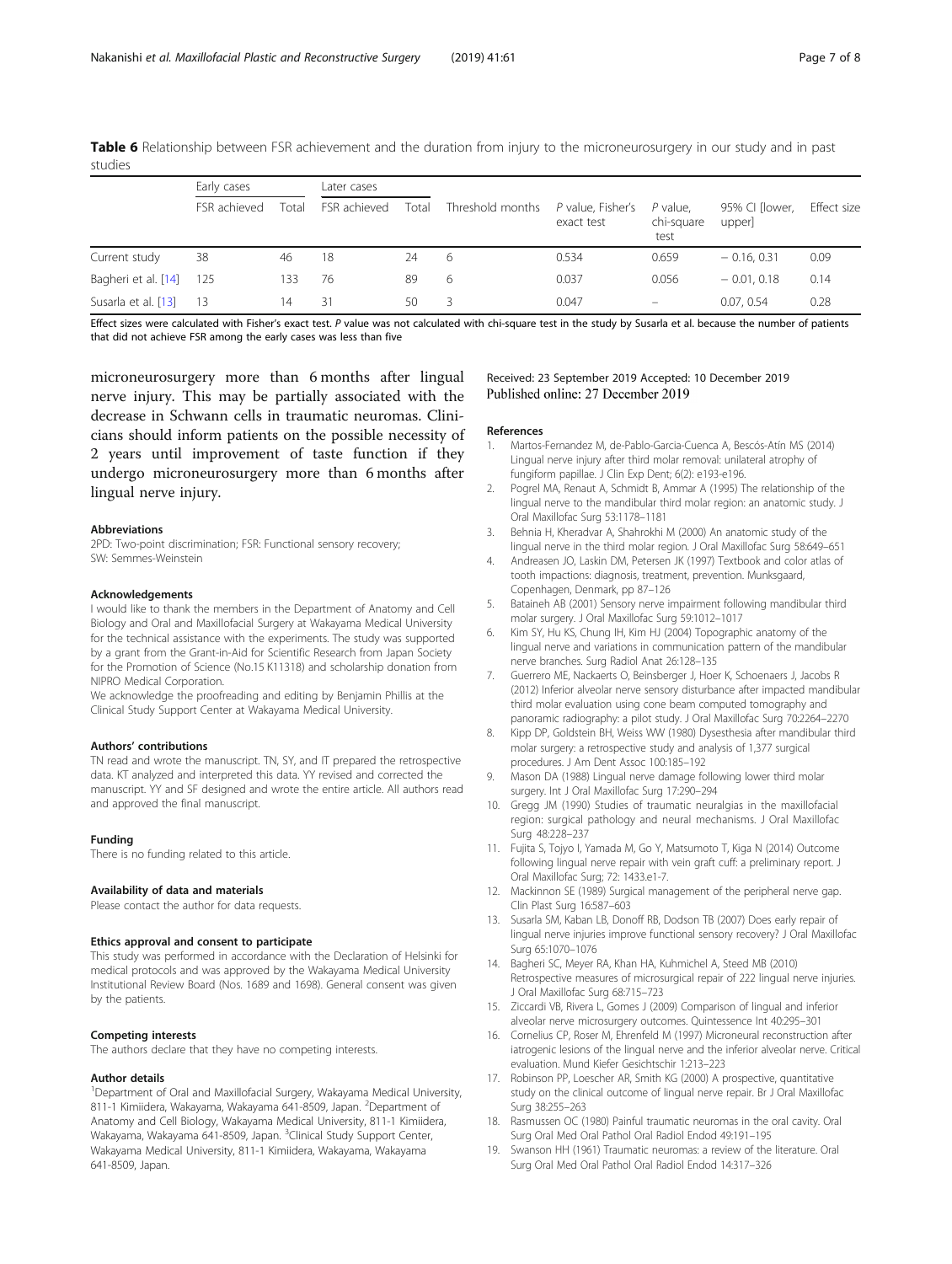**Table 6** Relationship between FSR achievement and the duration from injury to the microneurosurgery in our study and in past studies

| | Early cases | | Later cases | | Threshold months | *P* value, Fisher's exact test | *P* value, chi-square test | 95% CI [lower, upper] | Effect size |
|---|---|---|---|---|---|---|---|---|---|
| | FSR achieved | Total | FSR achieved | Total | | | | | |
| Current study | 38 | 46 | 18 | 24 | 6 | 0.534 | 0.659 | − 0.16, 0.31 | 0.09 |
| Bagheri et al. [14] | 125 | 133 | 76 | 89 | 6 | 0.037 | 0.056 | − 0.01, 0.18 | 0.14 |
| Susarla et al. [13] | 13 | 14 | 31 | 50 | 3 | 0.047 | – | 0.07, 0.54 | 0.28 |

Effect sizes were calculated with Fisher's exact test. *P* value was not calculated with chi-square test in the study by Susarla et al. because the number of patients that did not achieve FSR among the early cases was less than five

microneurosurgery more than 6 months after lingual nerve injury. This may be partially associated with the decrease in Schwann cells in traumatic neuromas. Clinicians should inform patients on the possible necessity of 2 years until improvement of taste function if they undergo microneurosurgery more than 6 months after lingual nerve injury.

#### Abbreviations

2PD: Two-point discrimination; FSR: Functional sensory recovery; SW: Semmes-Weinstein

#### Acknowledgements

I would like to thank the members in the Department of Anatomy and Cell Biology and Oral and Maxillofacial Surgery at Wakayama Medical University for the technical assistance with the experiments. The study was supported by a grant from the Grant-in-Aid for Scientific Research from Japan Society for the Promotion of Science (No.15 K11318) and scholarship donation from NIPRO Medical Corporation.

We acknowledge the proofreading and editing by Benjamin Phillis at the Clinical Study Support Center at Wakayama Medical University.

#### Authors' contributions

TN read and wrote the manuscript. TN, SY, and IT prepared the retrospective data. KT analyzed and interpreted this data. YY revised and corrected the manuscript. YY and SF designed and wrote the entire article. All authors read and approved the final manuscript.

#### Funding

There is no funding related to this article.

#### Availability of data and materials

Please contact the author for data requests.

#### Ethics approval and consent to participate

This study was performed in accordance with the Declaration of Helsinki for medical protocols and was approved by the Wakayama Medical University Institutional Review Board (Nos. 1689 and 1698). General consent was given by the patients.

#### Competing interests

The authors declare that they have no competing interests.

#### Author details

[1]Department of Oral and Maxillofacial Surgery, Wakayama Medical University, 811-1 Kimiidera, Wakayama, Wakayama 641-8509, Japan. [2]Department of Anatomy and Cell Biology, Wakayama Medical University, 811-1 Kimiidera, Wakayama, Wakayama 641-8509, Japan. [3]Clinical Study Support Center, Wakayama Medical University, 811-1 Kimiidera, Wakayama, Wakayama 641-8509, Japan.

Received: 23 September 2019 Accepted: 10 December 2019
Published online: 27 December 2019

#### References

1. Martos-Fernandez M, de-Pablo-Garcia-Cuenca A, Bescós-Atín MS (2014) Lingual nerve injury after third molar removal: unilateral atrophy of fungiform papillae. J Clin Exp Dent; 6(2): e193-e196.
2. Pogrel MA, Renaut A, Schmidt B, Ammar A (1995) The relationship of the lingual nerve to the mandibular third molar region: an anatomic study. J Oral Maxillofac Surg 53:1178–1181
3. Behnia H, Kheradvar A, Shahrokhi M (2000) An anatomic study of the lingual nerve in the third molar region. J Oral Maxillofac Surg 58:649–651
4. Andreasen JO, Laskin DM, Petersen JK (1997) Textbook and color atlas of tooth impactions: diagnosis, treatment, prevention. Munksgaard, Copenhagen, Denmark, pp 87–126
5. Bataineh AB (2001) Sensory nerve impairment following mandibular third molar surgery. J Oral Maxillofac Surg 59:1012–1017
6. Kim SY, Hu KS, Chung IH, Kim HJ (2004) Topographic anatomy of the lingual nerve and variations in communication pattern of the mandibular nerve branches. Surg Radiol Anat 26:128–135
7. Guerrero ME, Nackaerts O, Beinsberger J, Hoer K, Schoenaers J, Jacobs R (2012) Inferior alveolar nerve sensory disturbance after impacted mandibular third molar evaluation using cone beam computed tomography and panoramic radiography: a pilot study. J Oral Maxillofac Surg 70:2264–2270
8. Kipp DP, Goldstein BH, Weiss WW (1980) Dysesthesia after mandibular third molar surgery: a retrospective study and analysis of 1,377 surgical procedures. J Am Dent Assoc 100:185–192
9. Mason DA (1988) Lingual nerve damage following lower third molar surgery. Int J Oral Maxillofac Surg 17:290–294
10. Gregg JM (1990) Studies of traumatic neuralgias in the maxillofacial region: surgical pathology and neural mechanisms. J Oral Maxillofac Surg 48:228–237
11. Fujita S, Tojyo I, Yamada M, Go Y, Matsumoto T, Kiga N (2014) Outcome following lingual nerve repair with vein graft cuff: a preliminary report. J Oral Maxillofac Surg; 72: 1433.e1-7.
12. Mackinnon SE (1989) Surgical management of the peripheral nerve gap. Clin Plast Surg 16:587–603
13. Susarla SM, Kaban LB, Donoff RB, Dodson TB (2007) Does early repair of lingual nerve injuries improve functional sensory recovery? J Oral Maxillofac Surg 65:1070–1076
14. Bagheri SC, Meyer RA, Khan HA, Kuhmichel A, Steed MB (2010) Retrospective measures of microsurgical repair of 222 lingual nerve injuries. J Oral Maxillofac Surg 68:715–723
15. Ziccardi VB, Rivera L, Gomes J (2009) Comparison of lingual and inferior alveolar nerve microsurgery outcomes. Quintessence Int 40:295–301
16. Cornelius CP, Roser M, Ehrenfeld M (1997) Microneural reconstruction after iatrogenic lesions of the lingual nerve and the inferior alveolar nerve. Critical evaluation. Mund Kiefer Gesichtschir 1:213–223
17. Robinson PP, Loescher AR, Smith KG (2000) A prospective, quantitative study on the clinical outcome of lingual nerve repair. Br J Oral Maxillofac Surg 38:255–263
18. Rasmussen OC (1980) Painful traumatic neuromas in the oral cavity. Oral Surg Oral Med Oral Pathol Oral Radiol Endod 49:191–195
19. Swanson HH (1961) Traumatic neuromas: a review of the literature. Oral Surg Oral Med Oral Pathol Oral Radiol Endod 14:317–326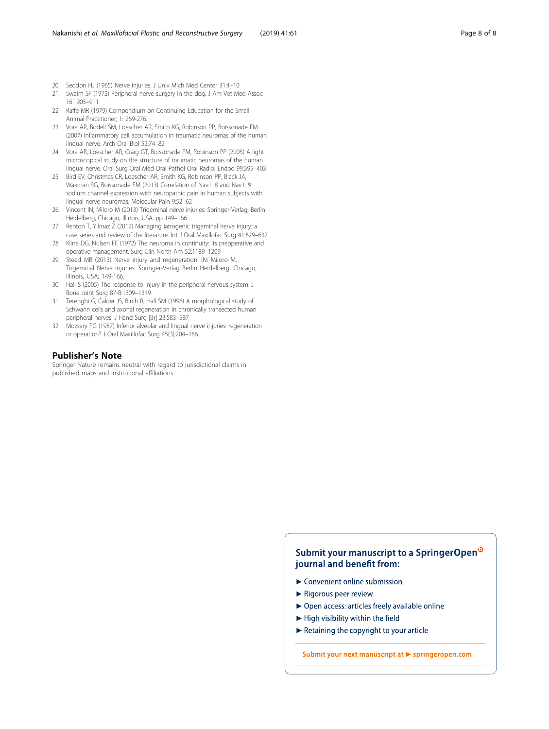20. Seddon HJ (1965) Nerve injuries. J Univ Mich Med Center 31:4–10
21. Swaim SF (1972) Peripheral nerve surgery in the dog. J Am Vet Med Assoc 161:905–911
22. Raffe MR (1979) Compendium on Continuing Education for the Small Animal Practitioner; 1: 269-276.
23. Vora AR, Bodell SM, Loescher AR, Smith KG, Robinson PP, Boissonade FM (2007) Inflammatory cell accumulation in traumatic neuromas of the human lingual nerve. Arch Oral Biol 52:74–82
24. Vora AR, Loescher AR, Craig GT, Boissonade FM, Robinson PP (2005) A light microscopical study on the structure of traumatic neuromas of the human lingual nerve. Oral Surg Oral Med Oral Pathol Oral Radiol Endod 99:395–403
25. Bird EV, Christmas CR, Loescher AR, Smith KG, Robinson PP, Black JA, Waxman SG, Boissonade FM (2013) Correlation of Nav1. 8 and Nav1. 9 sodium channel expression with neuropathic pain in human subjects with lingual nerve neuromas. Molecular Pain 9:52–62
26. Vincent IN, Miloro M (2013) Trigeminal nerve injuries. Springer-Verlag, Berlin Heidelberg, Chicago, Illinois, USA, pp 149–166
27. Renton T, Yilmaz Z (2012) Managing iatrogenic trigeminal nerve injury: a case series and review of the literature. Int J Oral Maxillofac Surg 41:629–637
28. Kline DG, Nulsen FE (1972) The neuroma in continuity: its preoperative and operative management. Surg Clin North Am 52:1189–1209
29. Steed MB (2013) Nerve injury and regeneration. IN: Miloro M. Trigeminal Nerve Injuries. Springer-Verlag Berlin Heidelberg, Chicago, Illinois, USA; 149-166.
30. Hall S (2005) The response to injury in the peripheral nervous system. J Bone Joint Surg 87-B:1309–1319
31. Terenghi G, Calder JS, Birch R, Hall SM (1998) A morphological study of Schwann cells and axonal regeneration in chronically transected human peripheral nerves. J Hand Surg [Br] 23:583–587
32. Mozsary PG (1987) Inferior alveolar and lingual nerve injuries: regeneration or operation? J Oral Maxillofac Surg 45(3):204–286

## Publisher's Note

Springer Nature remains neutral with regard to jurisdictional claims in published maps and institutional affiliations.

**Submit your manuscript to a SpringerOpen journal and benefit from:**

- ► Convenient online submission
- ► Rigorous peer review
- ► Open access: articles freely available online
- ► High visibility within the field
- ► Retaining the copyright to your article

Submit your next manuscript at ► springeropen.com